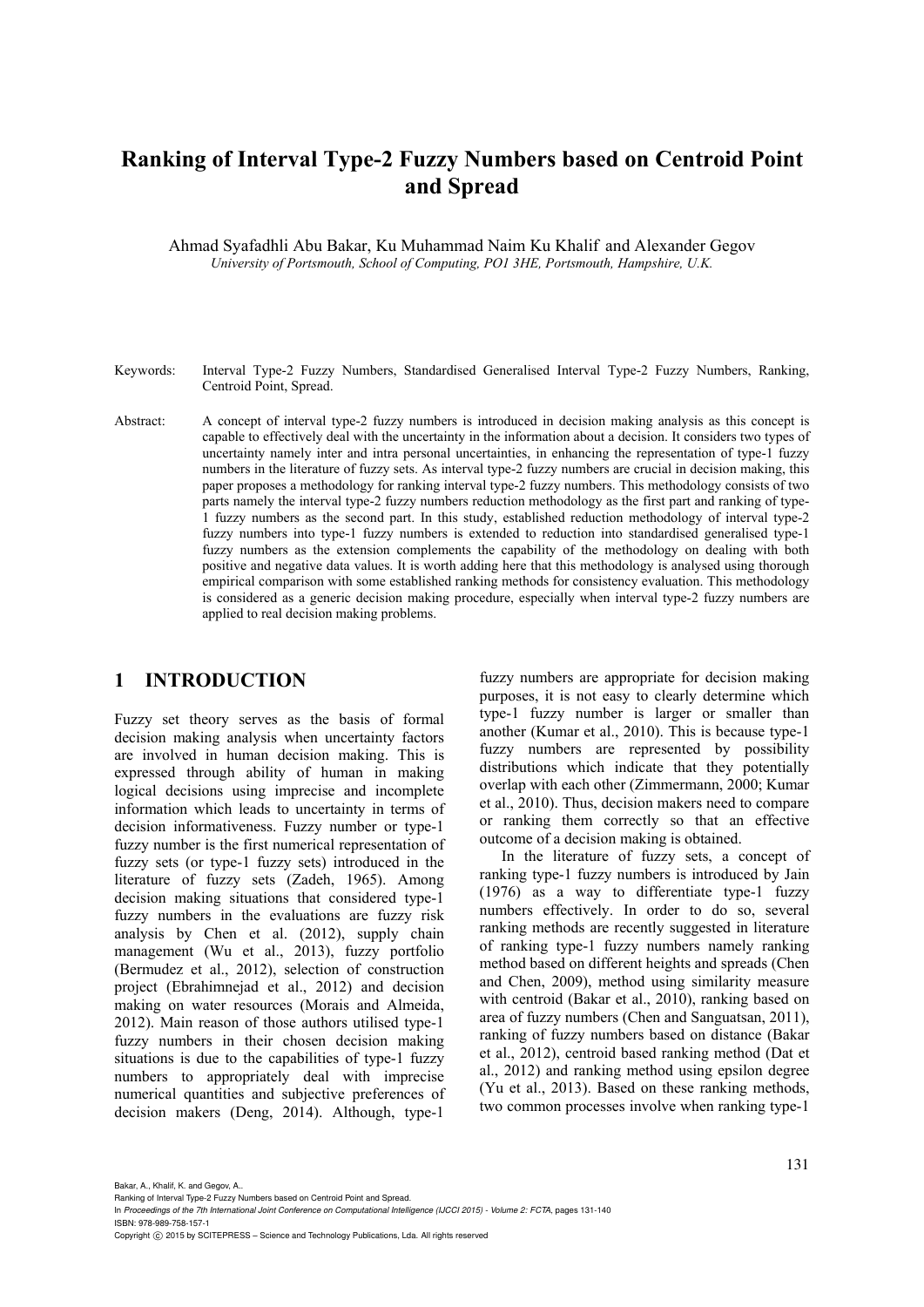# Ranking of Interval Type-2 Fuzzy Numbers based on Centroid Point and Spread

Ahmad Syafadhli Abu Bakar, Ku Muhammad Naim Ku Khalif and Alexander Gegov

*University of Portsmouth, School of Computing, PO1 3HE, Portsmouth, Hampshire, U.K.*

Keywords: Interval Type-2 Fuzzy Numbers, Standardised Generalised Interval Type-2 Fuzzy Numbers, Ranking, Centroid Point, Spread.

Abstract: A concept of interval type-2 fuzzy numbers is introduced in decision making analysis as this concept is capable to effectively deal with the uncertainty in the information about a decision. It considers two types of uncertainty namely inter and intra personal uncertainties, in enhancing the representation of type-1 fuzzy numbers in the literature of fuzzy sets. As interval type-2 fuzzy numbers are crucial in decision making, this paper proposes a methodology for ranking interval type-2 fuzzy numbers. This methodology consists of two parts namely the interval type-2 fuzzy numbers reduction methodology as the first part and ranking of type-1 fuzzy numbers as the second part. In this study, established reduction methodology of interval type-2 fuzzy numbers into type-1 fuzzy numbers is extended to reduction into standardised generalised type-1 fuzzy numbers as the extension complements the capability of the methodology on dealing with both positive and negative data values. It is worth adding here that this methodology is analysed using thorough empirical comparison with some established ranking methods for consistency evaluation. This methodology is considered as a generic decision making procedure, especially when interval type-2 fuzzy numbers are applied to real decision making problems.

## 1 INTRODUCTION

Fuzzy set theory serves as the basis of formal decision making analysis when uncertainty factors are involved in human decision making. This is expressed through ability of human in making logical decisions using imprecise and incomplete information which leads to uncertainty in terms of decision informativeness. Fuzzy number or type-1 fuzzy number is the first numerical representation of fuzzy sets (or type-1 fuzzy sets) introduced in the literature of fuzzy sets (Zadeh, 1965). Among decision making situations that considered type-1 fuzzy numbers in the evaluations are fuzzy risk analysis by Chen et al. (2012), supply chain management (Wu et al., 2013), fuzzy portfolio (Bermudez et al., 2012), selection of construction project (Ebrahimnejad et al., 2012) and decision making on water resources (Morais and Almeida, 2012). Main reason of those authors utilised type-1 fuzzy numbers in their chosen decision making situations is due to the capabilities of type-1 fuzzy numbers to appropriately deal with imprecise numerical quantities and subjective preferences of decision makers (Deng, 2014). Although, type-1 fuzzy numbers are appropriate for decision making purposes, it is not easy to clearly determine which type-1 fuzzy number is larger or smaller than another (Kumar et al., 2010). This is because type-1 fuzzy numbers are represented by possibility distributions which indicate that they potentially overlap with each other (Zimmermann, 2000; Kumar et al., 2010). Thus, decision makers need to compare or ranking them correctly so that an effective outcome of a decision making is obtained.

In the literature of fuzzy sets, a concept of ranking type-1 fuzzy numbers is introduced by Jain (1976) as a way to differentiate type-1 fuzzy numbers effectively. In order to do so, several ranking methods are recently suggested in literature of ranking type-1 fuzzy numbers namely ranking method based on different heights and spreads (Chen and Chen, 2009), method using similarity measure with centroid (Bakar et al., 2010), ranking based on area of fuzzy numbers (Chen and Sanguatsan, 2011), ranking of fuzzy numbers based on distance (Bakar et al., 2012), centroid based ranking method (Dat et al., 2012) and ranking method using epsilon degree (Yu et al., 2013). Based on these ranking methods, two common processes involve when ranking type-1

Bakar, A., Khalif, K. and Gegov, A..
Ranking of Interval Type-2 Fuzzy Numbers based on Centroid Point and Spread.
In *Proceedings of the 7th International Joint Conference on Computational Intelligence (IJCCI 2015) - Volume 2: FCTA*, pages 131-140
ISBN: 978-989-758-157-1
Copyright © 2015 by SCITEPRESS – Science and Technology Publications, Lda. All rights reserved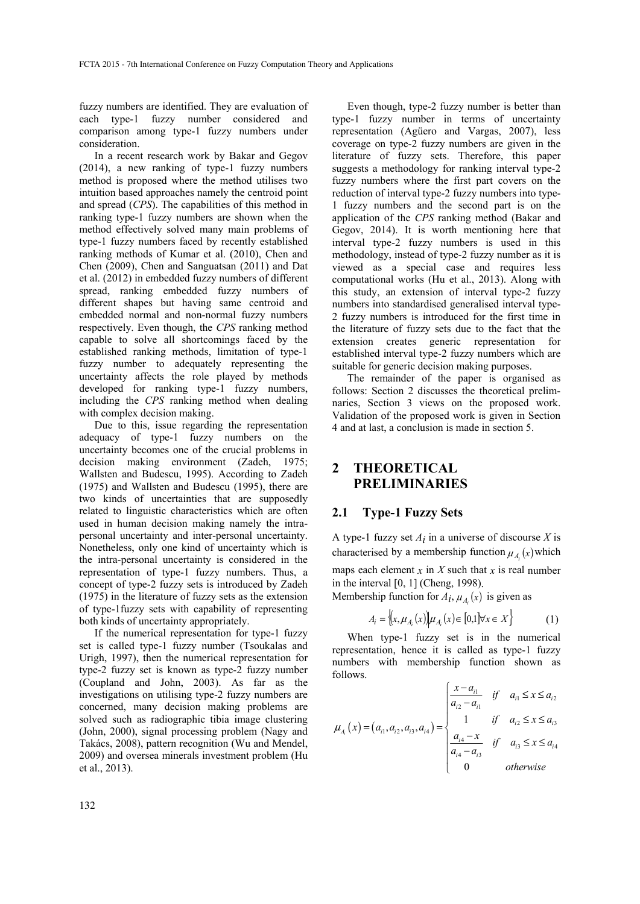fuzzy numbers are identified. They are evaluation of each type-1 fuzzy number considered and comparison among type-1 fuzzy numbers under consideration.

In a recent research work by Bakar and Gegov (2014), a new ranking of type-1 fuzzy numbers method is proposed where the method utilises two intuition based approaches namely the centroid point and spread (*CPS*). The capabilities of this method in ranking type-1 fuzzy numbers are shown when the method effectively solved many main problems of type-1 fuzzy numbers faced by recently established ranking methods of Kumar et al. (2010), Chen and Chen (2009), Chen and Sanguatsan (2011) and Dat et al. (2012) in embedded fuzzy numbers of different spread, ranking embedded fuzzy numbers of different shapes but having same centroid and embedded normal and non-normal fuzzy numbers respectively. Even though, the *CPS* ranking method capable to solve all shortcomings faced by the established ranking methods, limitation of type-1 fuzzy number to adequately representing the uncertainty affects the role played by methods developed for ranking type-1 fuzzy numbers, including the *CPS* ranking method when dealing with complex decision making.

Due to this, issue regarding the representation adequacy of type-1 fuzzy numbers on the uncertainty becomes one of the crucial problems in decision making environment (Zadeh, 1975; Wallsten and Budescu, 1995). According to Zadeh (1975) and Wallsten and Budescu (1995), there are two kinds of uncertainties that are supposedly related to linguistic characteristics which are often used in human decision making namely the intra-personal uncertainty and inter-personal uncertainty. Nonetheless, only one kind of uncertainty which is the intra-personal uncertainty is considered in the representation of type-1 fuzzy numbers. Thus, a concept of type-2 fuzzy sets is introduced by Zadeh (1975) in the literature of fuzzy sets as the extension of type-1fuzzy sets with capability of representing both kinds of uncertainty appropriately.

If the numerical representation for type-1 fuzzy set is called type-1 fuzzy number (Tsoukalas and Urigh, 1997), then the numerical representation for type-2 fuzzy set is known as type-2 fuzzy number (Coupland and John, 2003). As far as the investigations on utilising type-2 fuzzy numbers are concerned, many decision making problems are solved such as radiographic tibia image clustering (John, 2000), signal processing problem (Nagy and Takács, 2008), pattern recognition (Wu and Mendel, 2009) and oversea minerals investment problem (Hu et al., 2013).

Even though, type-2 fuzzy number is better than type-1 fuzzy number in terms of uncertainty representation (Agüero and Vargas, 2007), less coverage on type-2 fuzzy numbers are given in the literature of fuzzy sets. Therefore, this paper suggests a methodology for ranking interval type-2 fuzzy numbers where the first part covers on the reduction of interval type-2 fuzzy numbers into type-1 fuzzy numbers and the second part is on the application of the *CPS* ranking method (Bakar and Gegov, 2014). It is worth mentioning here that interval type-2 fuzzy numbers is used in this methodology, instead of type-2 fuzzy number as it is viewed as a special case and requires less computational works (Hu et al., 2013). Along with this study, an extension of interval type-2 fuzzy numbers into standardised generalised interval type-2 fuzzy numbers is introduced for the first time in the literature of fuzzy sets due to the fact that the extension creates generic representation for established interval type-2 fuzzy numbers which are suitable for generic decision making purposes.

The remainder of the paper is organised as follows: Section 2 discusses the theoretical preliminaries, Section 3 views on the proposed work. Validation of the proposed work is given in Section 4 and at last, a conclusion is made in section 5.

## 2 THEORETICAL PRELIMINARIES

### 2.1 Type-1 Fuzzy Sets

A type-1 fuzzy set $A_i$ in a universe of discourse $X$ is characterised by a membership function $\mu_{A_i}(x)$ which maps each element $x$ in $X$ such that $x$ is real number in the interval [0, 1] (Cheng, 1998).

Membership function for $A_i$, $\mu_{A_i}(x)$ is given as

$$A_i = \{(x, \mu_{A_i}(x)) | \mu_{A_i}(x) \in [0,1] \forall x \in X\} \quad (1)$$

When type-1 fuzzy set is in the numerical representation, hence it is called as type-1 fuzzy numbers with membership function shown as follows.

$$\mu_{A_i}(x) = (a_{i1}, a_{i2}, a_{i3}, a_{i4}) = \begin{cases} \dfrac{x - a_{i1}}{a_{i2} - a_{i1}} & if \quad a_{i1} \le x \le a_{i2} \\ 1 & if \quad a_{i2} \le x \le a_{i3} \\ \dfrac{a_{i4} - x}{a_{i4} - a_{i3}} & if \quad a_{i3} \le x \le a_{i4} \\ 0 & otherwise \end{cases}$$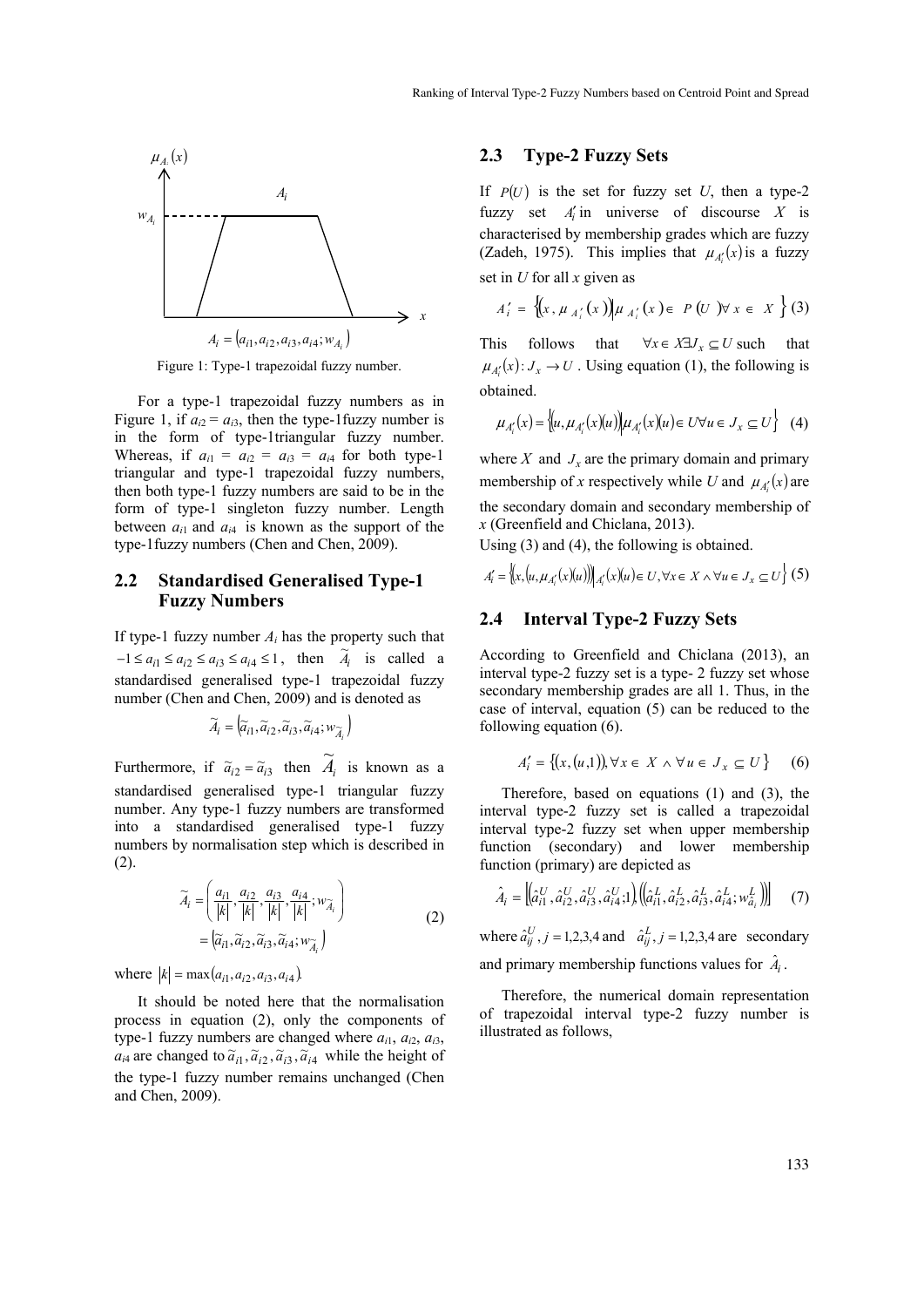Figure 1: Type-1 trapezoidal fuzzy number.

For a type-1 trapezoidal fuzzy numbers as in Figure 1, if $a_{i2} = a_{i3}$, then the type-1fuzzy number is in the form of type-1triangular fuzzy number. Whereas, if $a_{i1} = a_{i2} = a_{i3} = a_{i4}$ for both type-1 triangular and type-1 trapezoidal fuzzy numbers, then both type-1 fuzzy numbers are said to be in the form of type-1 singleton fuzzy number. Length between $a_{i1}$ and $a_{i4}$ is known as the support of the type-1fuzzy numbers (Chen and Chen, 2009).

## 2.2 Standardised Generalised Type-1 Fuzzy Numbers

If type-1 fuzzy number $A_i$ has the property such that $-1 \leq a_{i1} \leq a_{i2} \leq a_{i3} \leq a_{i4} \leq 1$, then $\widetilde{A}_i$ is called a standardised generalised type-1 trapezoidal fuzzy number (Chen and Chen, 2009) and is denoted as

$$\widetilde{A}_i = \left(\widetilde{a}_{i1}, \widetilde{a}_{i2}, \widetilde{a}_{i3}, \widetilde{a}_{i4}; w_{\widetilde{A}_i}\right)$$

Furthermore, if $\widetilde{a}_{i2} = \widetilde{a}_{i3}$ then $\widetilde{A}_i$ is known as a standardised generalised type-1 triangular fuzzy number. Any type-1 fuzzy numbers are transformed into a standardised generalised type-1 fuzzy numbers by normalisation step which is described in (2).

$$\begin{aligned} \widetilde{A}_i &= \left(\frac{a_{i1}}{|k|}, \frac{a_{i2}}{|k|}, \frac{a_{i3}}{|k|}, \frac{a_{i4}}{|k|}; w_{\widetilde{A}_i}\right) \\ &= \left(\widetilde{a}_{i1}, \widetilde{a}_{i2}, \widetilde{a}_{i3}, \widetilde{a}_{i4}; w_{\widetilde{A}_i}\right) \end{aligned} \tag{2}$$

where $|k| = \max(a_{i1}, a_{i2}, a_{i3}, a_{i4})$.

It should be noted here that the normalisation process in equation (2), only the components of type-1 fuzzy numbers are changed where $a_{i1}$, $a_{i2}$, $a_{i3}$, $a_{i4}$ are changed to $\widetilde{a}_{i1}, \widetilde{a}_{i2}, \widetilde{a}_{i3}, \widetilde{a}_{i4}$ while the height of the type-1 fuzzy number remains unchanged (Chen and Chen, 2009).

## 2.3 Type-2 Fuzzy Sets

If $P(U)$ is the set for fuzzy set $U$, then a type-2 fuzzy set $A_i'$ in universe of discourse $X$ is characterised by membership grades which are fuzzy (Zadeh, 1975). This implies that $\mu_{A_i'}(x)$ is a fuzzy set in $U$ for all $x$ given as

$$A_i' = \left\{\left(x, \mu_{A_i'}(x)\right) \middle| \mu_{A_i'}(x) \in P(U) \forall x \in X\right\} \tag{3}$$

This follows that $\forall x \in X \exists J_x \subseteq U$ such that $\mu_{A_i'}(x): J_x \rightarrow U$. Using equation (1), the following is obtained.

$$\mu_{A_i'}(x) = \left\{\left(u, \mu_{A_i'}(x)(u)\right) \middle| \mu_{A_i'}(x)(u) \in U \forall u \in J_x \subseteq U\right\} \tag{4}$$

where $X$ and $J_x$ are the primary domain and primary membership of $x$ respectively while $U$ and $\mu_{A_i'}(x)$ are the secondary domain and secondary membership of $x$ (Greenfield and Chiclana, 2013).

Using (3) and (4), the following is obtained.

$$A_i' = \left\{\left(x, \left(u, \mu_{A_i'}(x)(u)\right)\right) \middle| \mu_{A_i'}(x)(u) \in U, \forall x \in X \wedge \forall u \in J_x \subseteq U\right\} \tag{5}$$

## 2.4 Interval Type-2 Fuzzy Sets

According to Greenfield and Chiclana (2013), an interval type-2 fuzzy set is a type- 2 fuzzy set whose secondary membership grades are all 1. Thus, in the case of interval, equation (5) can be reduced to the following equation (6).

$$A_i' = \left\{\left(x, (u, 1)\right), \forall x \in X \wedge \forall u \in J_x \subseteq U\right\} \tag{6}$$

Therefore, based on equations (1) and (3), the interval type-2 fuzzy set is called a trapezoidal interval type-2 fuzzy set when upper membership function (secondary) and lower membership function (primary) are depicted as

$$\hat{A}_i = \left[\left(\hat{a}_{i1}^U, \hat{a}_{i2}^U, \hat{a}_{i3}^U, \hat{a}_{i4}^U; 1\right), \left(\left(\hat{a}_{i1}^L, \hat{a}_{i2}^L, \hat{a}_{i3}^L, \hat{a}_{i4}^L; w_{\hat{a}_i}^L\right)\right)\right] \tag{7}$$

where $\hat{a}_{ij}^U, j = 1,2,3,4$ and $\hat{a}_{ij}^L, j = 1,2,3,4$ are secondary and primary membership functions values for $\hat{A}_i$.

Therefore, the numerical domain representation of trapezoidal interval type-2 fuzzy number is illustrated as follows,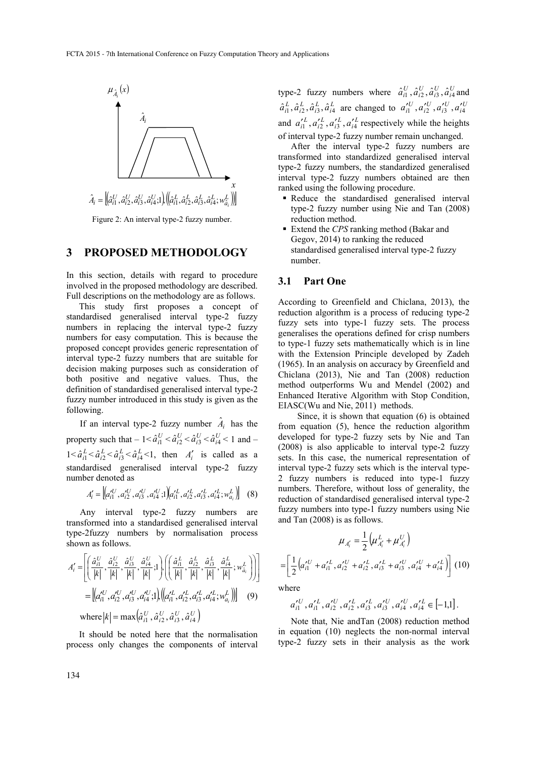$$\hat{A}_i = \left[\left(\hat{a}_{i1}^U, \hat{a}_{i2}^U, \hat{a}_{i3}^U, \hat{a}_{i4}^U; 1\right), \left(\hat{a}_{i1}^L, \hat{a}_{i2}^L, \hat{a}_{i3}^L, \hat{a}_{i4}^L; w_{\hat{a}_i}^L\right)\right]$$

Figure 2: An interval type-2 fuzzy number.

## 3 PROPOSED METHODOLOGY

In this section, details with regard to procedure involved in the proposed methodology are described. Full descriptions on the methodology are as follows.

This study first proposes a concept of standardised generalised interval type-2 fuzzy numbers in replacing the interval type-2 fuzzy numbers for easy computation. This is because the proposed concept provides generic representation of interval type-2 fuzzy numbers that are suitable for decision making purposes such as consideration of both positive and negative values. Thus, the definition of standardised generalised interval type-2 fuzzy number introduced in this study is given as the following.

If an interval type-2 fuzzy number $\hat{A}_i$ has the property such that $-1 < \hat{a}_{i1}^U < \hat{a}_{i2}^U < \hat{a}_{i3}^U < \hat{a}_{i4}^U < 1$ and $-1 < \hat{a}_{i1}^L < \hat{a}_{i2}^L < \hat{a}_{i3}^L < \hat{a}_{i4}^L < 1$, then $A'_i$ is called as a standardised generalised interval type-2 fuzzy number denoted as

$$A'_i = \left[\left(a'^U_{i1}, a'^U_{i2}, a'^U_{i3}, a'^U_{i4}; 1\right)\left(a'^L_{i1}, a'^L_{i2}, a'^L_{i3}, a'^L_{i4}; w_{a_i}^L\right)\right] \quad (8)$$

Any interval type-2 fuzzy numbers are transformed into a standardised generalised interval type-2fuzzy numbers by normalisation process shown as follows.

$$A'_i = \left[\left(\frac{\hat{a}_{i1}^U}{|k|}, \frac{\hat{a}_{i2}^U}{|k|}, \frac{\hat{a}_{i3}^U}{|k|}, \frac{\hat{a}_{i4}^U}{|k|}; 1\right), \left(\left(\frac{\hat{a}_{i1}^L}{|k|}, \frac{\hat{a}_{i2}^L}{|k|}, \frac{\hat{a}_{i3}^L}{|k|}, \frac{\hat{a}_{i4}^L}{|k|}; w_{\hat{a}_i}^L\right)\right)\right]$$

$$= \left[\left(a'^U_{i1}, a'^U_{i2}, a'^U_{i3}, a'^U_{i4}; 1\right), \left(\left(a'^L_{i1}, a'^L_{i2}, a'^L_{i3}, a'^L_{i4}; w_{a_i}^L\right)\right)\right] \quad (9)$$

$$\text{where } |k| = \max\left(\hat{a}_{i1}^U, \hat{a}_{i2}^U, \hat{a}_{i3}^U, \hat{a}_{i4}^U\right)$$

It should be noted here that the normalisation process only changes the components of interval type-2 fuzzy numbers where $\hat{a}_{i1}^U, \hat{a}_{i2}^U, \hat{a}_{i3}^U, \hat{a}_{i4}^U$ and $\hat{a}_{i1}^L, \hat{a}_{i2}^L, \hat{a}_{i3}^L, \hat{a}_{i4}^L$ are changed to $a'^U_{i1}, a'^U_{i2}, a'^U_{i3}, a'^U_{i4}$ and $a'^L_{i1}, a'^L_{i2}, a'^L_{i3}, a'^L_{i4}$ respectively while the heights of interval type-2 fuzzy number remain unchanged.

After the interval type-2 fuzzy numbers are transformed into standardized generalised interval type-2 fuzzy numbers, the standardized generalised interval type-2 fuzzy numbers obtained are then ranked using the following procedure.

- Reduce the standardised generalised interval type-2 fuzzy number using Nie and Tan (2008) reduction method.
- Extend the *CPS* ranking method (Bakar and Gegov, 2014) to ranking the reduced standardised generalised interval type-2 fuzzy number.

### 3.1 Part One

According to Greenfield and Chiclana, 2013), the reduction algorithm is a process of reducing type-2 fuzzy sets into type-1 fuzzy sets. The process generalises the operations defined for crisp numbers to type-1 fuzzy sets mathematically which is in line with the Extension Principle developed by Zadeh (1965). In an analysis on accuracy by Greenfield and Chiclana (2013), Nie and Tan (2008) reduction method outperforms Wu and Mendel (2002) and Enhanced Iterative Algorithm with Stop Condition, EIASC(Wu and Nie, 2011) methods.

Since, it is shown that equation (6) is obtained from equation (5), hence the reduction algorithm developed for type-2 fuzzy sets by Nie and Tan (2008) is also applicable to interval type-2 fuzzy sets. In this case, the numerical representation of interval type-2 fuzzy sets which is the interval type-2 fuzzy numbers is reduced into type-1 fuzzy numbers. Therefore, without loss of generality, the reduction of standardised generalised interval type-2 fuzzy numbers into type-1 fuzzy numbers using Nie and Tan (2008) is as follows.

$$\mu_{A'_i} = \frac{1}{2}\left(\mu_{A'_i}^L + \mu_{A'_i}^U\right)$$

$$= \left[\frac{1}{2}\left(a'^U_{i1} + a'^L_{i1}, a'^U_{i2} + a'^L_{i2}, a'^L_{i3} + a'^U_{i3}, a'^U_{i4} + a'^L_{i4}\right)\right] \quad (10)$$

where

$$a'^U_{i1}, a'^L_{i1}, a'^U_{i2}, a'^L_{i2}, a'^L_{i3}, a'^U_{i3}, a'^U_{i4}, a'^L_{i4} \in [-1,1].$$

Note that, Nie andTan (2008) reduction method in equation (10) neglects the non-normal interval type-2 fuzzy sets in their analysis as the work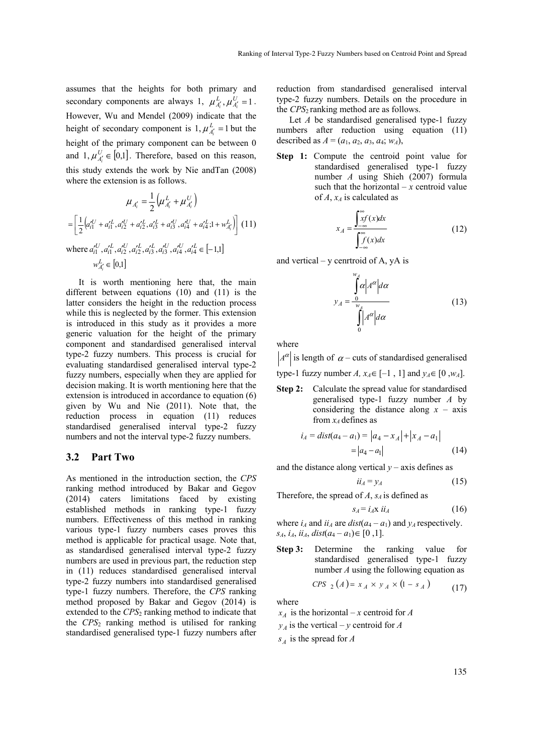assumes that the heights for both primary and secondary components are always 1, $\mu_{A_i'}^{L}, \mu_{A_i'}^{U} = 1$. However, Wu and Mendel (2009) indicate that the height of secondary component is 1, $\mu_{A_i'}^{L} = 1$ but the height of the primary component can be between 0 and 1, $\mu_{A_i'}^{U} \in [0,1]$. Therefore, based on this reason, this study extends the work by Nie andTan (2008) where the extension is as follows.

$$\mu_{A_i'} = \frac{1}{2}\left(\mu_{A_i'}^{L} + \mu_{A_i'}^{U}\right)$$

$$= \left[\frac{1}{2}\left(a_{i1}'^{U} + a_{i1}'^{L}, a_{i2}'^{U} + a_{i2}'^{L}, a_{i3}'^{L} + a_{i3}'^{U}, a_{i4}'^{U} + a_{i4}'^{L}; 1 + w_{A_i'}^{L}\right)\right] \quad (11)$$

where $a_{i1}'^{U}, a_{i1}'^{L}, a_{i2}'^{U}, a_{i2}'^{L}, a_{i3}'^{U}, a_{i3}'^{U}, a_{i4}'^{U}, a_{i4}'^{L} \in [-1,1]$

$w_{A_i'}^{L} \in [0,1]$

It is worth mentioning here that, the main different between equations (10) and (11) is the latter considers the height in the reduction process while this is neglected by the former. This extension is introduced in this study as it provides a more generic valuation for the height of the primary component and standardised generalised interval type-2 fuzzy numbers. This process is crucial for evaluating standardised generalised interval type-2 fuzzy numbers, especially when they are applied for decision making. It is worth mentioning here that the extension is introduced in accordance to equation (6) given by Wu and Nie (2011). Note that, the reduction process in equation (11) reduces standardised generalised interval type-2 fuzzy numbers and not the interval type-2 fuzzy numbers.

## 3.2 Part Two

As mentioned in the introduction section, the *CPS* ranking method introduced by Bakar and Gegov (2014) caters limitations faced by existing established methods in ranking type-1 fuzzy numbers. Effectiveness of this method in ranking various type-1 fuzzy numbers cases proves this method is applicable for practical usage. Note that, as standardised generalised interval type-2 fuzzy numbers are used in previous part, the reduction step in (11) reduces standardised generalised interval type-2 fuzzy numbers into standardised generalised type-1 fuzzy numbers. Therefore, the *CPS* ranking method proposed by Bakar and Gegov (2014) is extended to the $CPS_2$ ranking method to indicate that the $CPS_2$ ranking method is utilised for ranking standardised generalised type-1 fuzzy numbers after reduction from standardised generalised interval type-2 fuzzy numbers. Details on the procedure in the $CPS_2$ ranking method are as follows.

Let $A$ be standardised generalised type-1 fuzzy numbers after reduction using equation (11) described as $A = (a_1, a_2, a_3, a_4; w_A)$,

**Step 1:** Compute the centroid point value for standardised generalised type-1 fuzzy number $A$ using Shieh (2007) formula such that the horizontal – $x$ centroid value of $A$, $x_A$ is calculated as

$$x_A = \frac{\int_{-\infty}^{\infty} x f(x) dx}{\int_{-\infty}^{\infty} f(x) dx} \quad (12)$$

and vertical – y cenrtroid of A, yA is

$$y_A = \frac{\int_{0}^{w_A} \alpha \left|A^{\alpha}\right| d\alpha}{\int_{0}^{w_A} \left|A^{\alpha}\right| d\alpha} \quad (13)$$

where

$\left|A^{\alpha}\right|$ is length of $\alpha$ – cuts of standardised generalised type-1 fuzzy number $A$, $x_A \in [-1, 1]$ and $y_A \in [0, w_A]$.

**Step 2:** Calculate the spread value for standardised generalised type-1 fuzzy number $A$ by considering the distance along $x$ – axis from $x_A$ defines as

$$i_A = dist(a_4 - a_1) = \left|a_4 - x_A\right| + \left|x_A - a_1\right| = \left|a_4 - a_1\right| \quad (14)$$

and the distance along vertical $y$ – axis defines as

$$ii_A = y_A \quad (15)$$

Therefore, the spread of $A$, $s_A$ is defined as

$$s_A = i_A \text{x } ii_A \quad (16)$$

where $i_A$ and $ii_A$ are $dist(a_4 - a_1)$ and $y_A$ respectively. $s_A$, $i_A$, $ii_A$, $dist(a_4 - a_1) \in [0, 1]$.

**Step 3:** Determine the ranking value for standardised generalised type-1 fuzzy number $A$ using the following equation as

$$CPS_2(A) = x_A \times y_A \times (1 - s_A) \quad (17)$$

where

$x_A$ is the horizontal – $x$ centroid for $A$

$y_A$ is the vertical – $y$ centroid for $A$

$s_A$ is the spread for $A$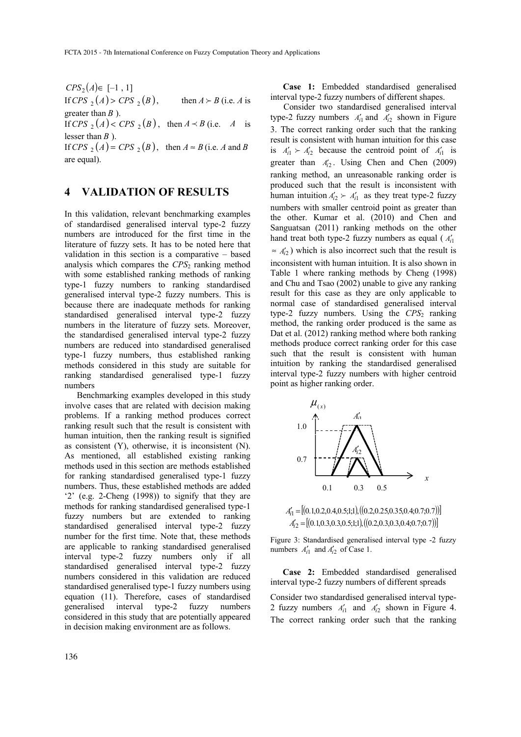$CPS_2(A) \in [-1\ ,\ 1]$

If $CPS_2(A) > CPS_2(B)$, then $A \succ B$ (i.e. $A$ is greater than $B$ ).

If $CPS_2(A) < CPS_2(B)$, then $A \prec B$ (i.e. $A$ is lesser than $B$ ).

If $CPS_2(A) = CPS_2(B)$, then $A \approx B$ (i.e. $A$ and $B$ are equal).

## 4 VALIDATION OF RESULTS

In this validation, relevant benchmarking examples of standardised generalised interval type-2 fuzzy numbers are introduced for the first time in the literature of fuzzy sets. It has to be noted here that validation in this section is a comparative – based analysis which compares the $CPS_2$ ranking method with some established ranking methods of ranking type-1 fuzzy numbers to ranking standardised generalised interval type-2 fuzzy numbers. This is because there are inadequate methods for ranking standardised generalised interval type-2 fuzzy numbers in the literature of fuzzy sets. Moreover, the standardised generalised interval type-2 fuzzy numbers are reduced into standardised generalised type-1 fuzzy numbers, thus established ranking methods considered in this study are suitable for ranking standardised generalised type-1 fuzzy numbers

Benchmarking examples developed in this study involve cases that are related with decision making problems. If a ranking method produces correct ranking result such that the result is consistent with human intuition, then the ranking result is signified as consistent (Y), otherwise, it is inconsistent (N). As mentioned, all established existing ranking methods used in this section are methods established for ranking standardised generalised type-1 fuzzy numbers. Thus, these established methods are added '2' (e.g. 2-Cheng (1998)) to signify that they are methods for ranking standardised generalised type-1 fuzzy numbers but are extended to ranking standardised generalised interval type-2 fuzzy number for the first time. Note that, these methods are applicable to ranking standardised generalised interval type-2 fuzzy numbers only if all standardised generalised interval type-2 fuzzy numbers considered in this validation are reduced standardised generalised type-1 fuzzy numbers using equation (11). Therefore, cases of standardised generalised interval type-2 fuzzy numbers considered in this study that are potentially appeared in decision making environment are as follows.

**Case 1:** Embedded standardised generalised interval type-2 fuzzy numbers of different shapes.

Consider two standardised generalised interval type-2 fuzzy numbers $A'_{i1}$ and $A'_{i2}$ shown in Figure 3. The correct ranking order such that the ranking result is consistent with human intuition for this case is $A'_{i1} \succ A'_{i2}$ because the centroid point of $A'_{i1}$ is greater than $A'_{i2}$. Using Chen and Chen (2009) ranking method, an unreasonable ranking order is produced such that the result is inconsistent with human intuition $A'_{i2} \succ A'_{i1}$ as they treat type-2 fuzzy numbers with smaller centroid point as greater than the other. Kumar et al. (2010) and Chen and Sanguatsan (2011) ranking methods on the other hand treat both type-2 fuzzy numbers as equal ( $A'_{i1} \approx A'_{i2}$) which is also incorrect such that the result is inconsistent with human intuition. It is also shown in Table 1 where ranking methods by Cheng (1998) and Chu and Tsao (2002) unable to give any ranking result for this case as they are only applicable to normal case of standardised generalised interval type-2 fuzzy numbers. Using the $CPS_2$ ranking method, the ranking order produced is the same as Dat et al. (2012) ranking method where both ranking methods produce correct ranking order for this case such that the result is consistent with human intuition by ranking the standardised generalised interval type-2 fuzzy numbers with higher centroid point as higher ranking order.

$$A'_{i1} = [(0.1,0.2,0.4,0.5;1;1),((0.2,0.25,0.35,0.4;0.7;0.7))]$$
$$A'_{i2} = [(0.1,0.3,0.3,0.5;1;1),((0.2,0.3,0.3,0.4;0.7;0.7))]$$

Figure 3: Standardised generalised interval type -2 fuzzy numbers $A'_{i1}$ and $A'_{i2}$ of Case 1.

**Case 2:** Embedded standardised generalised interval type-2 fuzzy numbers of different spreads

Consider two standardised generalised interval type-2 fuzzy numbers $A'_{i1}$ and $A'_{i2}$ shown in Figure 4. The correct ranking order such that the ranking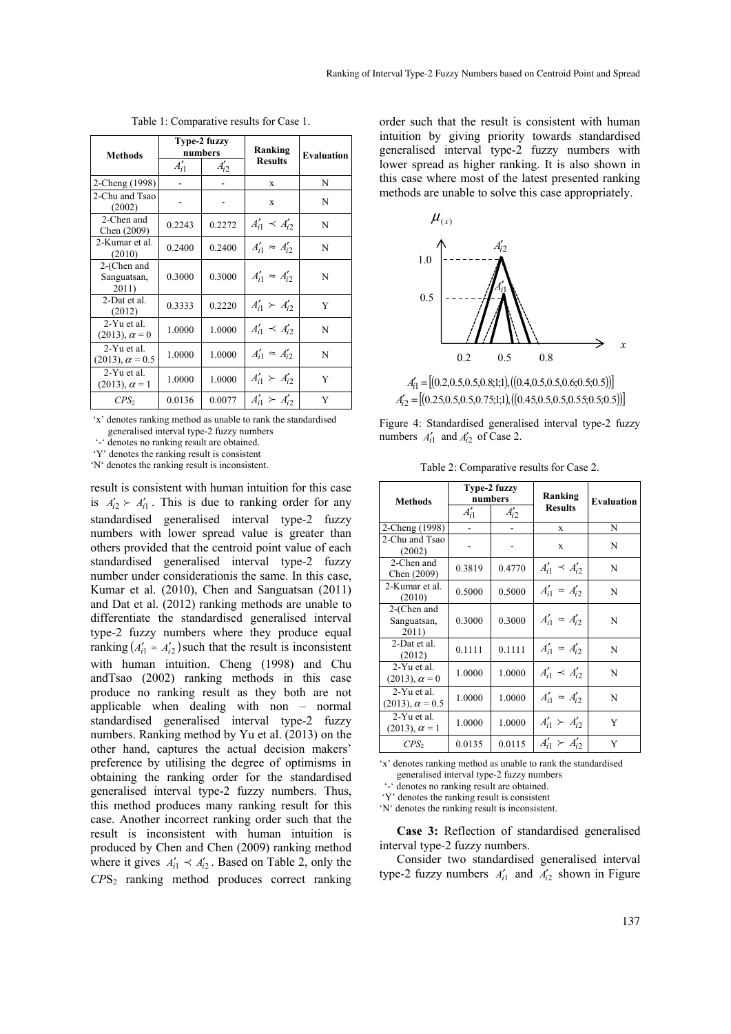Table 1: Comparative results for Case 1.

| Methods | Type-2 fuzzy numbers | | Ranking Results | Evaluation |
|---|---|---|---|---|
| | $A'_{i1}$ | $A'_{i2}$ | | |
| 2-Cheng (1998) | - | - | x | N |
| 2-Chu and Tsao (2002) | - | - | x | N |
| 2-Chen and Chen (2009) | 0.2243 | 0.2272 | $A'_{i1} \prec A'_{i2}$ | N |
| 2-Kumar et al. (2010) | 0.2400 | 0.2400 | $A'_{i1} \approx A'_{i2}$ | N |
| 2-(Chen and Sanguatsan, 2011) | 0.3000 | 0.3000 | $A'_{i1} \approx A'_{i2}$ | N |
| 2-Dat et al. (2012) | 0.3333 | 0.2220 | $A'_{i1} \succ A'_{i2}$ | Y |
| 2-Yu et al. (2013), $\alpha = 0$ | 1.0000 | 1.0000 | $A'_{i1} \prec A'_{i2}$ | N |
| 2-Yu et al. (2013), $\alpha = 0.5$ | 1.0000 | 1.0000 | $A'_{i1} \approx A'_{i2}$ | N |
| 2-Yu et al. (2013), $\alpha = 1$ | 1.0000 | 1.0000 | $A'_{i1} \succ A'_{i2}$ | Y |
| $CPS_2$ | 0.0136 | 0.0077 | $A'_{i1} \succ A'_{i2}$ | Y |

'x' denotes ranking method as unable to rank the standardised generalised interval type-2 fuzzy numbers
'-' denotes no ranking result are obtained.
'Y' denotes the ranking result is consistent
'N' denotes the ranking result is inconsistent.

result is consistent with human intuition for this case is $A'_{i2} \succ A'_{i1}$. This is due to ranking order for any standardised generalised interval type-2 fuzzy numbers with lower spread value is greater than others provided that the centroid point value of each standardised generalised interval type-2 fuzzy number under considerationis the same. In this case, Kumar et al. (2010), Chen and Sanguatsan (2011) and Dat et al. (2012) ranking methods are unable to differentiate the standardised generalised interval type-2 fuzzy numbers where they produce equal ranking $(A'_{i1} \approx A'_{i2})$ such that the result is inconsistent with human intuition. Cheng (1998) and Chu andTsao (2002) ranking methods in this case produce no ranking result as they both are not applicable when dealing with non – normal standardised generalised interval type-2 fuzzy numbers. Ranking method by Yu et al. (2013) on the other hand, captures the actual decision makers' preference by utilising the degree of optimisms in obtaining the ranking order for the standardised generalised interval type-2 fuzzy numbers. Thus, this method produces many ranking result for this case. Another incorrect ranking order such that the result is inconsistent with human intuition is produced by Chen and Chen (2009) ranking method where it gives $A'_{i1} \prec A'_{i2}$. Based on Table 2, only the $CPS_2$ ranking method produces correct ranking order such that the result is consistent with human intuition by giving priority towards standardised generalised interval type-2 fuzzy numbers with lower spread as higher ranking. It is also shown in this case where most of the latest presented ranking methods are unable to solve this case appropriately.

$$A'_{i1} = [(0.2,0.5,0.5,0.8;1;1),((0.4,0.5,0.5,0.6;0.5;0.5))]$$
$$A'_{i2} = [(0.25,0.5,0.5,0.75;1;1),((0.45,0.5,0.5,0.55;0.5;0.5))]$$

Figure 4: Standardised generalised interval type-2 fuzzy numbers $A'_{i1}$ and $A'_{i2}$ of Case 2.

Table 2: Comparative results for Case 2.

| Methods | Type-2 fuzzy numbers | | Ranking Results | Evaluation |
|---|---|---|---|---|
| | $A'_{i1}$ | $A'_{i2}$ | | |
| 2-Cheng (1998) | - | - | x | N |
| 2-Chu and Tsao (2002) | - | - | x | N |
| 2-Chen and Chen (2009) | 0.3819 | 0.4770 | $A'_{i1} \prec A'_{i2}$ | N |
| 2-Kumar et al. (2010) | 0.5000 | 0.5000 | $A'_{i1} \approx A'_{i2}$ | N |
| 2-(Chen and Sanguatsan, 2011) | 0.3000 | 0.3000 | $A'_{i1} \approx A'_{i2}$ | N |
| 2-Dat et al. (2012) | 0.1111 | 0.1111 | $A'_{i1} \approx A'_{i2}$ | N |
| 2-Yu et al. (2013), $\alpha = 0$ | 1.0000 | 1.0000 | $A'_{i1} \prec A'_{i2}$ | N |
| 2-Yu et al. (2013), $\alpha = 0.5$ | 1.0000 | 1.0000 | $A'_{i1} \approx A'_{i2}$ | N |
| 2-Yu et al. (2013), $\alpha = 1$ | 1.0000 | 1.0000 | $A'_{i1} \succ A'_{i2}$ | Y |
| $CPS_2$ | 0.0135 | 0.0115 | $A'_{i1} \succ A'_{i2}$ | Y |

'x' denotes ranking method as unable to rank the standardised generalised interval type-2 fuzzy numbers
'-' denotes no ranking result are obtained.
'Y' denotes the ranking result is consistent
'N' denotes the ranking result is inconsistent.

**Case 3:** Reflection of standardised generalised interval type-2 fuzzy numbers.

Consider two standardised generalised interval type-2 fuzzy numbers $A'_{i1}$ and $A'_{i2}$ shown in Figure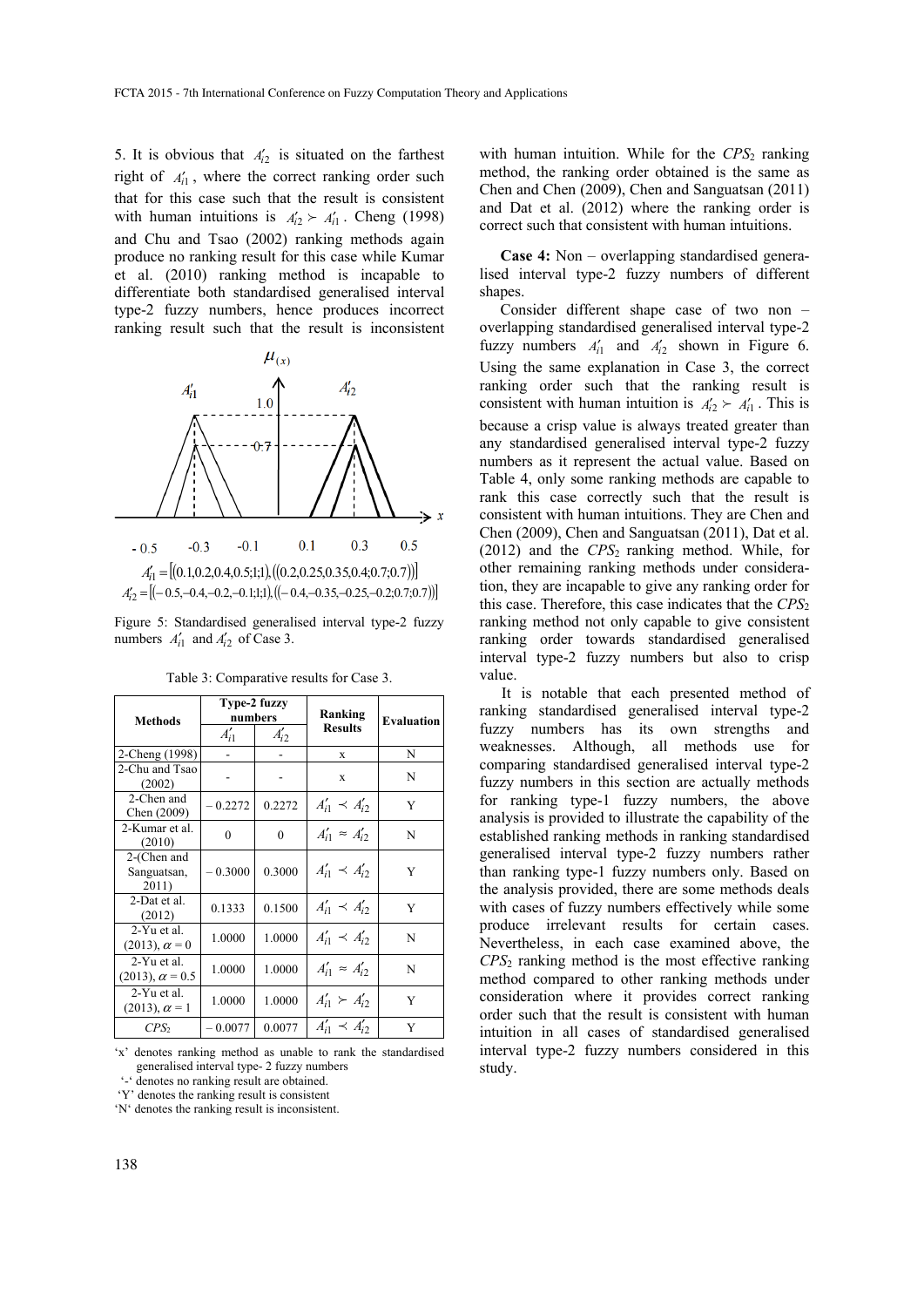5. It is obvious that $A'_{i2}$ is situated on the farthest right of $A'_{i1}$, where the correct ranking order such that for this case such that the result is consistent with human intuitions is $A'_{i2} \succ A'_{i1}$. Cheng (1998) and Chu and Tsao (2002) ranking methods again produce no ranking result for this case while Kumar et al. (2010) ranking method is incapable to differentiate both standardised generalised interval type-2 fuzzy numbers, hence produces incorrect ranking result such that the result is inconsistent with human intuition. While for the $CPS_2$ ranking method, the ranking order obtained is the same as Chen and Chen (2009), Chen and Sanguatsan (2011) and Dat et al. (2012) where the ranking order is correct such that consistent with human intuitions.

$$A'_{i1} = [(0.1, 0.2, 0.4, 0.5; 1; 1), ((0.2, 0.25, 0.35, 0.4; 0.7; 0.7))]$$

$$A'_{i2} = [(-0.5, -0.4, -0.2, -0.1; 1; 1), ((-0.4, -0.35, -0.25, -0.2; 0.7; 0.7))]$$

Figure 5: Standardised generalised interval type-2 fuzzy numbers $A'_{i1}$ and $A'_{i2}$ of Case 3.

Table 3: Comparative results for Case 3.

| Methods | Type-2 fuzzy numbers | | Ranking Results | Evaluation |
|---|---|---|---|---|
| | $A'_{i1}$ | $A'_{i2}$ | | |
| 2-Cheng (1998) | - | - | x | N |
| 2-Chu and Tsao (2002) | - | - | x | N |
| 2-Chen and Chen (2009) | $-0.2272$ | 0.2272 | $A'_{i1} \prec A'_{i2}$ | Y |
| 2-Kumar et al. (2010) | 0 | 0 | $A'_{i1} \approx A'_{i2}$ | N |
| 2-(Chen and Sanguatsan, 2011) | $-0.3000$ | 0.3000 | $A'_{i1} \prec A'_{i2}$ | Y |
| 2-Dat et al. (2012) | 0.1333 | 0.1500 | $A'_{i1} \prec A'_{i2}$ | Y |
| 2-Yu et al. (2013), $\alpha = 0$ | 1.0000 | 1.0000 | $A'_{i1} \prec A'_{i2}$ | N |
| 2-Yu et al. (2013), $\alpha = 0.5$ | 1.0000 | 1.0000 | $A'_{i1} \approx A'_{i2}$ | N |
| 2-Yu et al. (2013), $\alpha = 1$ | 1.0000 | 1.0000 | $A'_{i1} \succ A'_{i2}$ | Y |
| $CPS_2$ | $-0.0077$ | 0.0077 | $A'_{i1} \prec A'_{i2}$ | Y |

'x' denotes ranking method as unable to rank the standardised generalised interval type- 2 fuzzy numbers

'-' denotes no ranking result are obtained.

'Y' denotes the ranking result is consistent

'N' denotes the ranking result is inconsistent.

**Case 4:** Non – overlapping standardised generalised interval type-2 fuzzy numbers of different shapes.

Consider different shape case of two non – overlapping standardised generalised interval type-2 fuzzy numbers $A'_{i1}$ and $A'_{i2}$ shown in Figure 6. Using the same explanation in Case 3, the correct ranking order such that the ranking result is consistent with human intuition is $A'_{i2} \succ A'_{i1}$. This is because a crisp value is always treated greater than any standardised generalised interval type-2 fuzzy numbers as it represent the actual value. Based on Table 4, only some ranking methods are capable to rank this case correctly such that the result is consistent with human intuitions. They are Chen and Chen (2009), Chen and Sanguatsan (2011), Dat et al. (2012) and the $CPS_2$ ranking method. While, for other remaining ranking methods under consideration, they are incapable to give any ranking order for this case. Therefore, this case indicates that the $CPS_2$ ranking method not only capable to give consistent ranking order towards standardised generalised interval type-2 fuzzy numbers but also to crisp value.

It is notable that each presented method of ranking standardised generalised interval type-2 fuzzy numbers has its own strengths and weaknesses. Although, all methods use for comparing standardised generalised interval type-2 fuzzy numbers in this section are actually methods for ranking type-1 fuzzy numbers, the above analysis is provided to illustrate the capability of the established ranking methods in ranking standardised generalised interval type-2 fuzzy numbers rather than ranking type-1 fuzzy numbers only. Based on the analysis provided, there are some methods deals with cases of fuzzy numbers effectively while some produce irrelevant results for certain cases. Nevertheless, in each case examined above, the $CPS_2$ ranking method is the most effective ranking method compared to other ranking methods under consideration where it provides correct ranking order such that the result is consistent with human intuition in all cases of standardised generalised interval type-2 fuzzy numbers considered in this study.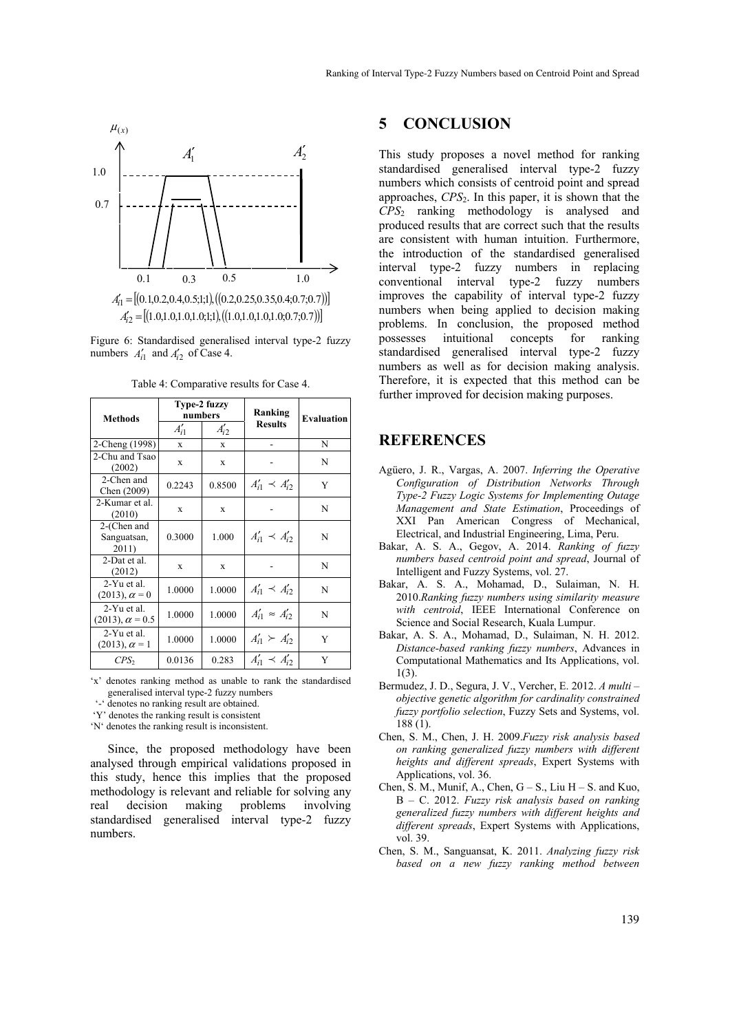$$A'_{i1} = [(0.1,0.2,0.4,0.5;1;1),((0.2,0.25,0.35,0.4;0.7;0.7))]$$
$$A'_{i2} = [(1.0,1.0,1.0,1.0;1;1),((1.0,1.0,1.0,1.0;0.7;0.7))]$$

Figure 6: Standardised generalised interval type-2 fuzzy numbers $A'_{i1}$ and $A'_{i2}$ of Case 4.

Table 4: Comparative results for Case 4.

| Methods | Type-2 fuzzy numbers | | Ranking Results | Evaluation |
|---|---|---|---|---|
| | $A'_{i1}$ | $A'_{i2}$ | | |
| 2-Cheng (1998) | x | x | - | N |
| 2-Chu and Tsao (2002) | x | x | - | N |
| 2-Chen and Chen (2009) | 0.2243 | 0.8500 | $A'_{i1} \prec A'_{i2}$ | Y |
| 2-Kumar et al. (2010) | x | x | - | N |
| 2-(Chen and Sanguatsan, 2011) | 0.3000 | 1.000 | $A'_{i1} \prec A'_{i2}$ | N |
| 2-Dat et al. (2012) | x | x | - | N |
| 2-Yu et al. (2013), $\alpha = 0$ | 1.0000 | 1.0000 | $A'_{i1} \prec A'_{i2}$ | N |
| 2-Yu et al. (2013), $\alpha = 0.5$ | 1.0000 | 1.0000 | $A'_{i1} \approx A'_{i2}$ | N |
| 2-Yu et al. (2013), $\alpha = 1$ | 1.0000 | 1.0000 | $A'_{i1} \succ A'_{i2}$ | Y |
| $CPS_2$ | 0.0136 | 0.283 | $A'_{i1} \prec A'_{i2}$ | Y |

'x' denotes ranking method as unable to rank the standardised generalised interval type-2 fuzzy numbers
'-' denotes no ranking result are obtained.
'Y' denotes the ranking result is consistent
'N' denotes the ranking result is inconsistent.

Since, the proposed methodology have been analysed through empirical validations proposed in this study, hence this implies that the proposed methodology is relevant and reliable for solving any real decision making problems involving standardised generalised interval type-2 fuzzy numbers.

## 5 CONCLUSION

This study proposes a novel method for ranking standardised generalised interval type-2 fuzzy numbers which consists of centroid point and spread approaches, $CPS_2$. In this paper, it is shown that the $CPS_2$ ranking methodology is analysed and produced results that are correct such that the results are consistent with human intuition. Furthermore, the introduction of the standardised generalised interval type-2 fuzzy numbers in replacing conventional interval type-2 fuzzy numbers improves the capability of interval type-2 fuzzy numbers when being applied to decision making problems. In conclusion, the proposed method possesses intuitional concepts for ranking standardised generalised interval type-2 fuzzy numbers as well as for decision making analysis. Therefore, it is expected that this method can be further improved for decision making purposes.

## REFERENCES

Agüero, J. R., Vargas, A. 2007. *Inferring the Operative Configuration of Distribution Networks Through Type-2 Fuzzy Logic Systems for Implementing Outage Management and State Estimation*, Proceedings of XXI Pan American Congress of Mechanical, Electrical, and Industrial Engineering, Lima, Peru.

Bakar, A. S. A., Gegov, A. 2014. *Ranking of fuzzy numbers based centroid point and spread*, Journal of Intelligent and Fuzzy Systems, vol. 27.

Bakar, A. S. A., Mohamad, D., Sulaiman, N. H. 2010.*Ranking fuzzy numbers using similarity measure with centroid*, IEEE International Conference on Science and Social Research, Kuala Lumpur.

Bakar, A. S. A., Mohamad, D., Sulaiman, N. H. 2012. *Distance-based ranking fuzzy numbers*, Advances in Computational Mathematics and Its Applications, vol. 1(3).

Bermudez, J. D., Segura, J. V., Vercher, E. 2012. *A multi – objective genetic algorithm for cardinality constrained fuzzy portfolio selection*, Fuzzy Sets and Systems, vol. 188 (1).

Chen, S. M., Chen, J. H. 2009.*Fuzzy risk analysis based on ranking generalized fuzzy numbers with different heights and different spreads*, Expert Systems with Applications, vol. 36.

Chen, S. M., Munif, A., Chen, G – S., Liu H – S. and Kuo, B – C. 2012. *Fuzzy risk analysis based on ranking generalized fuzzy numbers with different heights and different spreads*, Expert Systems with Applications, vol. 39.

Chen, S. M., Sanguansat, K. 2011. *Analyzing fuzzy risk based on a new fuzzy ranking method between*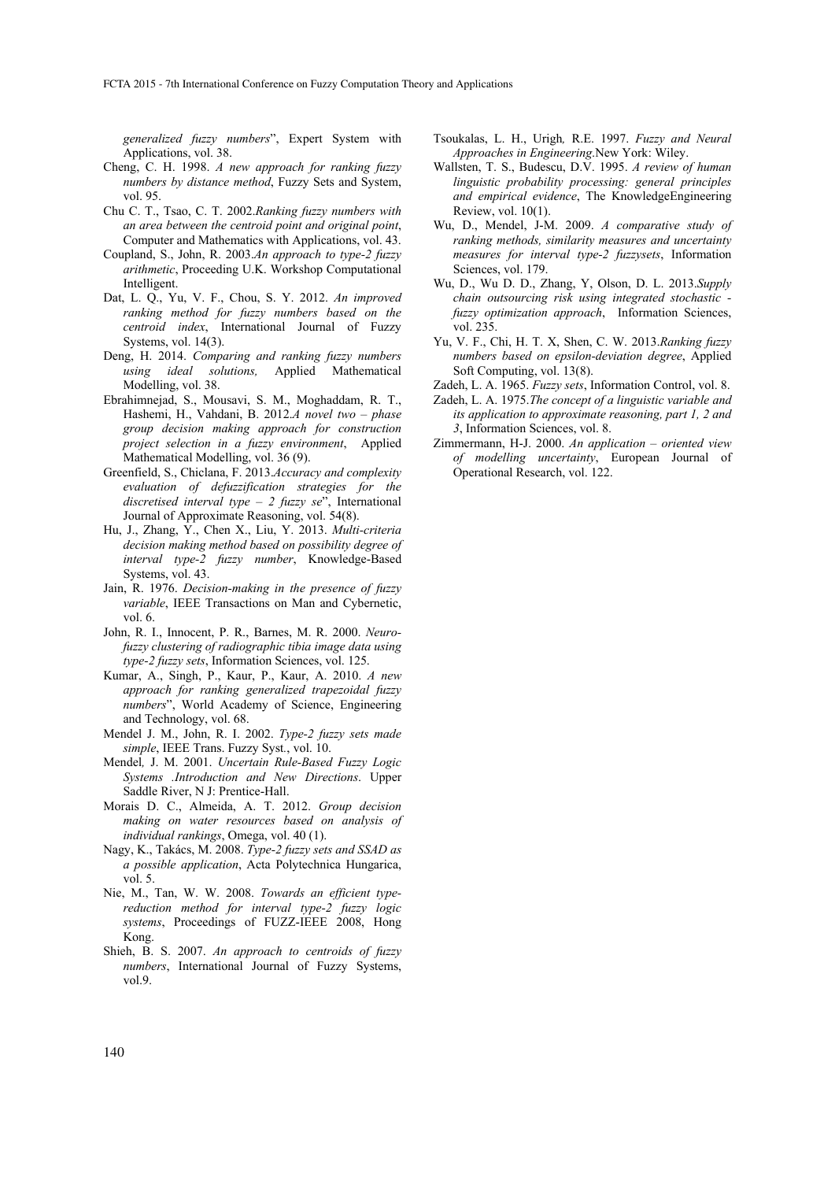*generalized fuzzy numbers*", Expert System with Applications, vol. 38.

Cheng, C. H. 1998. *A new approach for ranking fuzzy numbers by distance method*, Fuzzy Sets and System, vol. 95.

Chu C. T., Tsao, C. T. 2002.*Ranking fuzzy numbers with an area between the centroid point and original point*, Computer and Mathematics with Applications, vol. 43.

Coupland, S., John, R. 2003.*An approach to type-2 fuzzy arithmetic*, Proceeding U.K. Workshop Computational Intelligent.

Dat, L. Q., Yu, V. F., Chou, S. Y. 2012. *An improved ranking method for fuzzy numbers based on the centroid index*, International Journal of Fuzzy Systems, vol. 14(3).

Deng, H. 2014. *Comparing and ranking fuzzy numbers using ideal solutions,* Applied Mathematical Modelling, vol. 38.

Ebrahimnejad, S., Mousavi, S. M., Moghaddam, R. T., Hashemi, H., Vahdani, B. 2012.*A novel two – phase group decision making approach for construction project selection in a fuzzy environment*, Applied Mathematical Modelling, vol. 36 (9).

Greenfield, S., Chiclana, F. 2013.*Accuracy and complexity evaluation of defuzzification strategies for the discretised interval type – 2 fuzzy se*", International Journal of Approximate Reasoning, vol. 54(8).

Hu, J., Zhang, Y., Chen X., Liu, Y. 2013. *Multi-criteria decision making method based on possibility degree of interval type-2 fuzzy number*, Knowledge-Based Systems, vol. 43.

Jain, R. 1976. *Decision-making in the presence of fuzzy variable*, IEEE Transactions on Man and Cybernetic, vol. 6.

John, R. I., Innocent, P. R., Barnes, M. R. 2000. *Neuro-fuzzy clustering of radiographic tibia image data using type-2 fuzzy sets*, Information Sciences, vol. 125.

Kumar, A., Singh, P., Kaur, P., Kaur, A. 2010. *A new approach for ranking generalized trapezoidal fuzzy numbers*", World Academy of Science, Engineering and Technology, vol. 68.

Mendel J. M., John, R. I. 2002. *Type-2 fuzzy sets made simple*, IEEE Trans. Fuzzy Syst., vol. 10.

Mendel, J. M. 2001. *Uncertain Rule-Based Fuzzy Logic Systems .Introduction and New Directions*. Upper Saddle River, N J: Prentice-Hall.

Morais D. C., Almeida, A. T. 2012. *Group decision making on water resources based on analysis of individual rankings*, Omega, vol. 40 (1).

Nagy, K., Takács, M. 2008. *Type-2 fuzzy sets and SSAD as a possible application*, Acta Polytechnica Hungarica, vol. 5.

Nie, M., Tan, W. W. 2008. *Towards an efficient type-reduction method for interval type-2 fuzzy logic systems*, Proceedings of FUZZ-IEEE 2008, Hong Kong.

Shieh, B. S. 2007. *An approach to centroids of fuzzy numbers*, International Journal of Fuzzy Systems, vol.9.

Tsoukalas, L. H., Urigh, R.E. 1997. *Fuzzy and Neural Approaches in Engineering*.New York: Wiley.

Wallsten, T. S., Budescu, D.V. 1995. *A review of human linguistic probability processing: general principles and empirical evidence*, The KnowledgeEngineering Review, vol. 10(1).

Wu, D., Mendel, J-M. 2009. *A comparative study of ranking methods, similarity measures and uncertainty measures for interval type-2 fuzzysets*, Information Sciences, vol. 179.

Wu, D., Wu D. D., Zhang, Y, Olson, D. L. 2013.*Supply chain outsourcing risk using integrated stochastic - fuzzy optimization approach*, Information Sciences, vol. 235.

Yu, V. F., Chi, H. T. X, Shen, C. W. 2013.*Ranking fuzzy numbers based on epsilon-deviation degree*, Applied Soft Computing, vol. 13(8).

Zadeh, L. A. 1965. *Fuzzy sets*, Information Control, vol. 8.

Zadeh, L. A. 1975.*The concept of a linguistic variable and its application to approximate reasoning, part 1, 2 and 3*, Information Sciences, vol. 8.

Zimmermann, H-J. 2000. *An application – oriented view of modelling uncertainty*, European Journal of Operational Research, vol. 122.